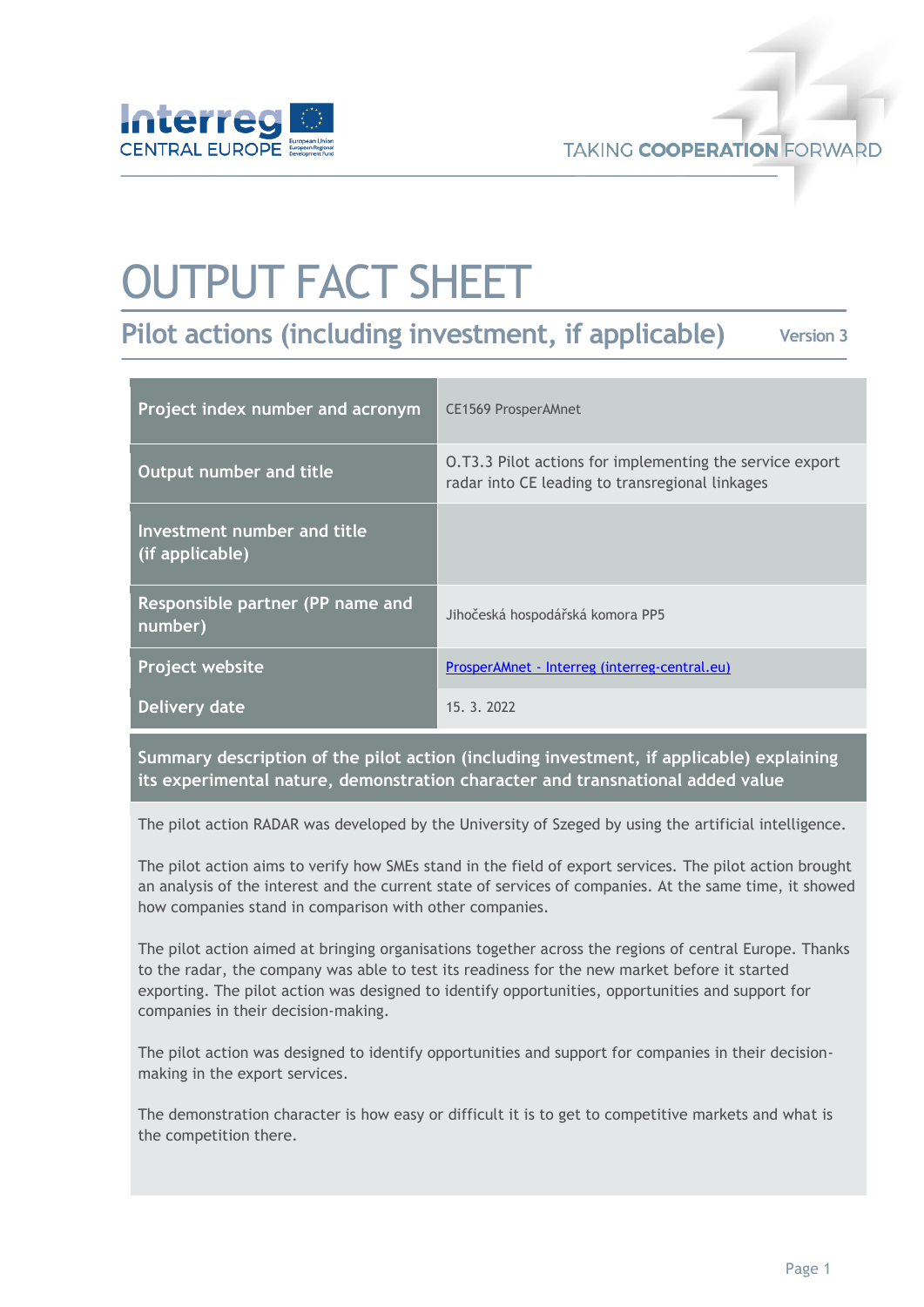# OUTPUT FACT SHEET

## Pilot actions (including investment, if applicable)

Version 3

| | |
|---|---|
| **Project index number and acronym** | CE1569 ProsperAMnet |
| **Output number and title** | O.T3.3 Pilot actions for implementing the service export radar into CE leading to transregional linkages |
| **Investment number and title (if applicable)** | |
| **Responsible partner (PP name and number)** | Jihočeská hospodářská komora PP5 |
| **Project website** | [ProsperAMnet - Interreg (interreg-central.eu)](interreg-central.eu) |
| **Delivery date** | 15. 3. 2022 |

**Summary description of the pilot action (including investment, if applicable) explaining its experimental nature, demonstration character and transnational added value**

The pilot action RADAR was developed by the University of Szeged by using the artificial intelligence.

The pilot action aims to verify how SMEs stand in the field of export services. The pilot action brought an analysis of the interest and the current state of services of companies. At the same time, it showed how companies stand in comparison with other companies.

The pilot action aimed at bringing organisations together across the regions of central Europe. Thanks to the radar, the company was able to test its readiness for the new market before it started exporting. The pilot action was designed to identify opportunities, opportunities and support for companies in their decision-making.

The pilot action was designed to identify opportunities and support for companies in their decision-making in the export services.

The demonstration character is how easy or difficult it is to get to competitive markets and what is the competition there.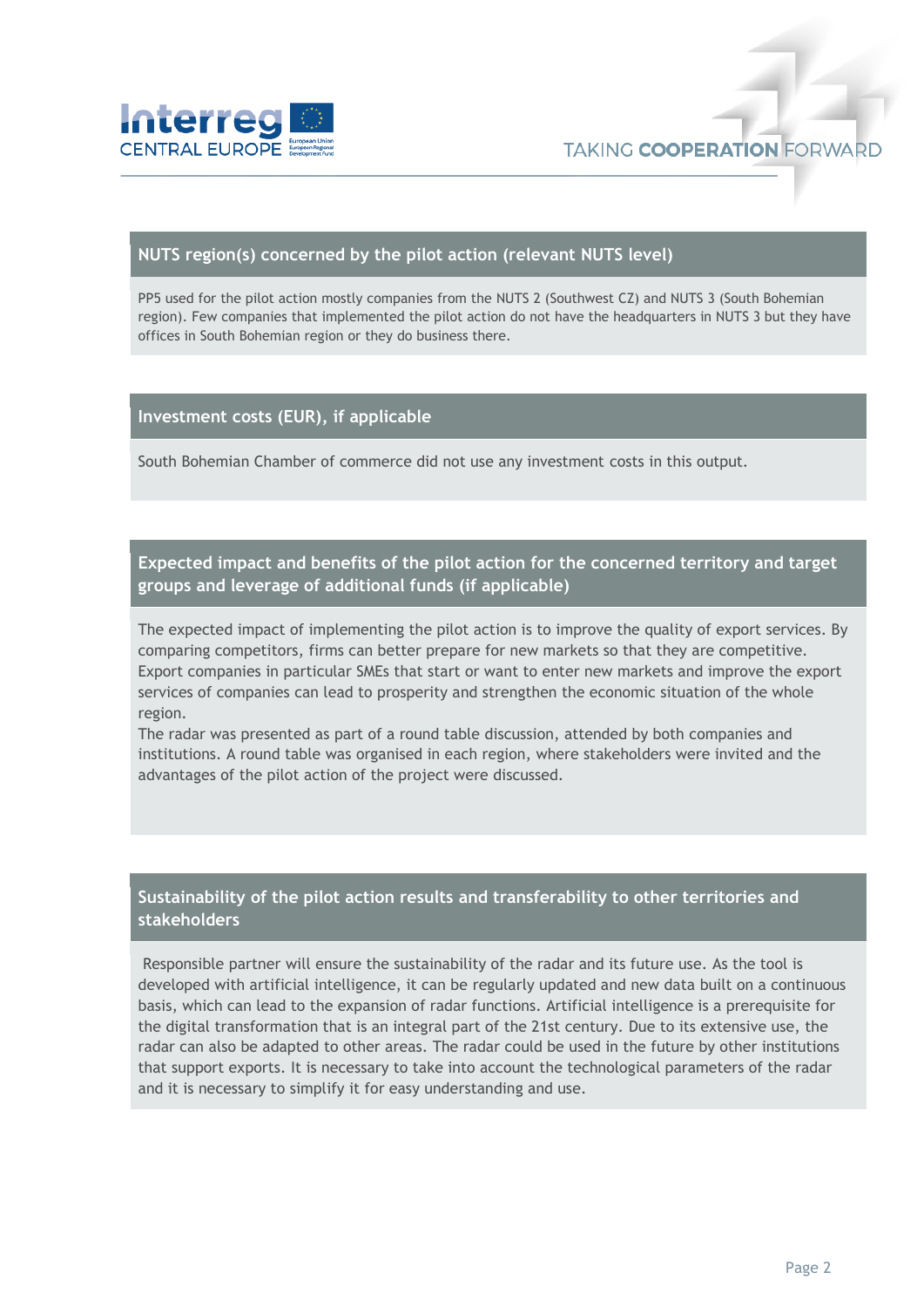## NUTS region(s) concerned by the pilot action (relevant NUTS level)

PP5 used for the pilot action mostly companies from the NUTS 2 (Southwest CZ) and NUTS 3 (South Bohemian region). Few companies that implemented the pilot action do not have the headquarters in NUTS 3 but they have offices in South Bohemian region or they do business there.

## Investment costs (EUR), if applicable

South Bohemian Chamber of commerce did not use any investment costs in this output.

## Expected impact and benefits of the pilot action for the concerned territory and target groups and leverage of additional funds (if applicable)

The expected impact of implementing the pilot action is to improve the quality of export services. By comparing competitors, firms can better prepare for new markets so that they are competitive. Export companies in particular SMEs that start or want to enter new markets and improve the export services of companies can lead to prosperity and strengthen the economic situation of the whole region.

The radar was presented as part of a round table discussion, attended by both companies and institutions. A round table was organised in each region, where stakeholders were invited and the advantages of the pilot action of the project were discussed.

## Sustainability of the pilot action results and transferability to other territories and stakeholders

Responsible partner will ensure the sustainability of the radar and its future use. As the tool is developed with artificial intelligence, it can be regularly updated and new data built on a continuous basis, which can lead to the expansion of radar functions. Artificial intelligence is a prerequisite for the digital transformation that is an integral part of the 21st century. Due to its extensive use, the radar can also be adapted to other areas. The radar could be used in the future by other institutions that support exports. It is necessary to take into account the technological parameters of the radar and it is necessary to simplify it for easy understanding and use.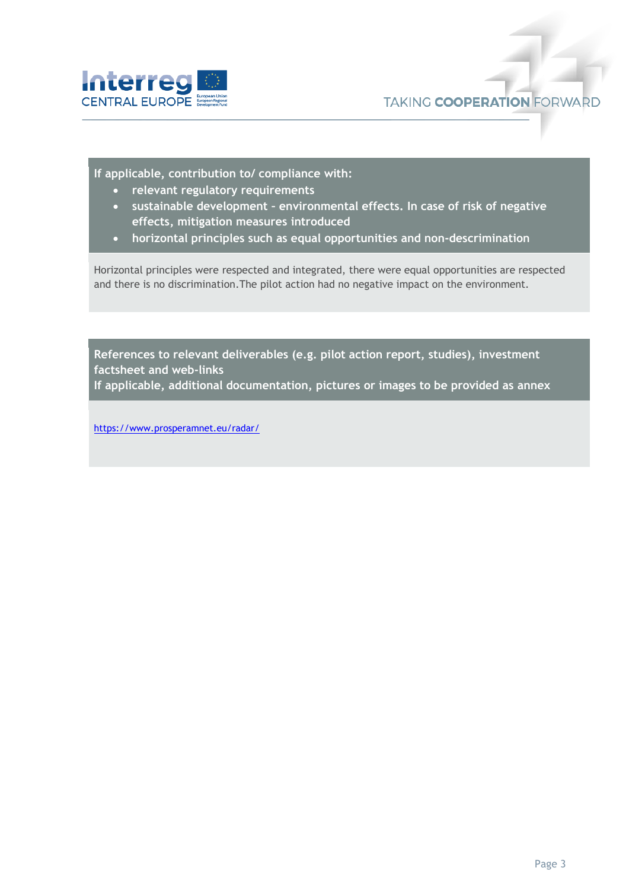**If applicable, contribution to/ compliance with:**

- **relevant regulatory requirements**
- **sustainable development - environmental effects. In case of risk of negative effects, mitigation measures introduced**
- **horizontal principles such as equal opportunities and non-descrimination**

Horizontal principles were respected and integrated, there were equal opportunities are respected and there is no discrimination.The pilot action had no negative impact on the environment.

**References to relevant deliverables (e.g. pilot action report, studies), investment factsheet and web-links**
**If applicable, additional documentation, pictures or images to be provided as annex**

https://www.prosperamnet.eu/radar/